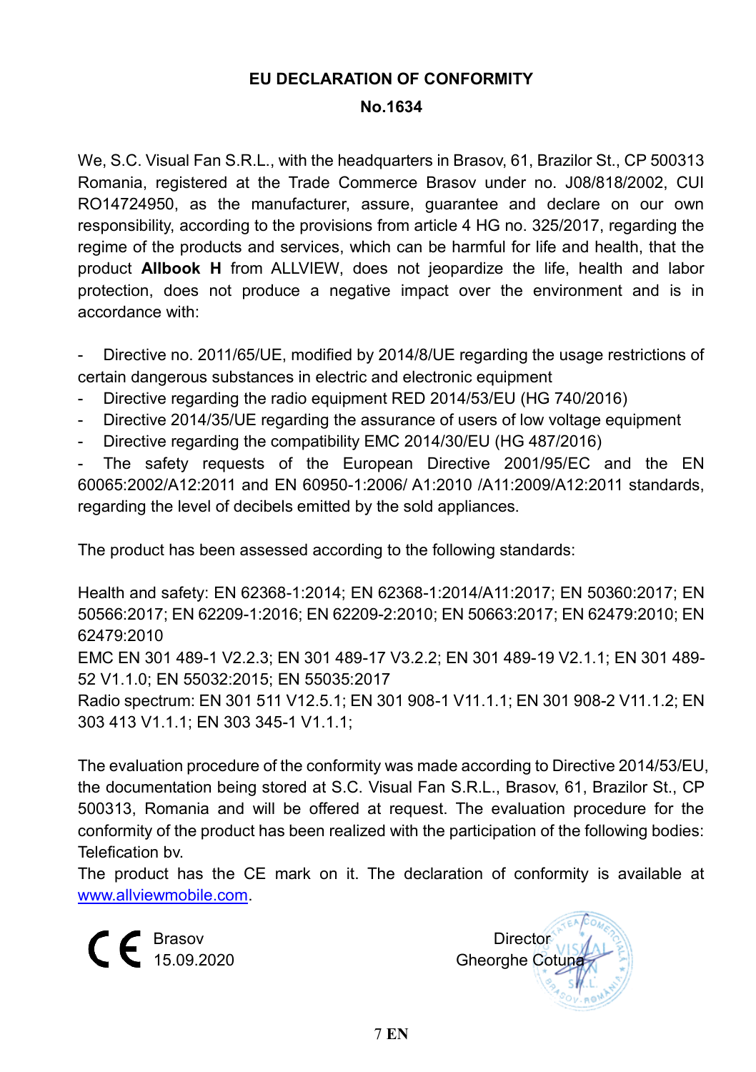# EU DECLARATION OF CONFORMITY

## No.1634

We, S.C. Visual Fan S.R.L., with the headquarters in Brasov, 61, Brazilor St., CP 500313 Romania, registered at the Trade Commerce Brasov under no. J08/818/2002, CUI RO14724950, as the manufacturer, assure, guarantee and declare on our own responsibility, according to the provisions from article 4 HG no. 325/2017, regarding the regime of the products and services, which can be harmful for life and health, that the product **Allbook H** from ALLVIEW, does not jeopardize the life, health and labor protection, does not produce a negative impact over the environment and is in accordance with:

- Directive no. 2011/65/UE, modified by 2014/8/UE regarding the usage restrictions of certain dangerous substances in electric and electronic equipment
- Directive regarding the radio equipment RED 2014/53/EU (HG 740/2016)
- Directive 2014/35/UE regarding the assurance of users of low voltage equipment
- Directive regarding the compatibility EMC 2014/30/EU (HG 487/2016)
- The safety requests of the European Directive 2001/95/EC and the EN 60065:2002/A12:2011 and EN 60950-1:2006/ A1:2010 /A11:2009/A12:2011 standards, regarding the level of decibels emitted by the sold appliances.

The product has been assessed according to the following standards:

Health and safety: EN 62368-1:2014; EN 62368-1:2014/A11:2017; EN 50360:2017; EN 50566:2017; EN 62209-1:2016; EN 62209-2:2010; EN 50663:2017; EN 62479:2010; EN 62479:2010
EMC EN 301 489-1 V2.2.3; EN 301 489-17 V3.2.2; EN 301 489-19 V2.1.1; EN 301 489-52 V1.1.0; EN 55032:2015; EN 55035:2017
Radio spectrum: EN 301 511 V12.5.1; EN 301 908-1 V11.1.1; EN 301 908-2 V11.1.2; EN 303 413 V1.1.1; EN 303 345-1 V1.1.1;

The evaluation procedure of the conformity was made according to Directive 2014/53/EU, the documentation being stored at S.C. Visual Fan S.R.L., Brasov, 61, Brazilor St., CP 500313, Romania and will be offered at request. The evaluation procedure for the conformity of the product has been realized with the participation of the following bodies: Telefication bv.
The product has the CE mark on it. The declaration of conformity is available at www.allviewmobile.com.

CE Brasov
15.09.2020

Director
Gheorghe Cotuna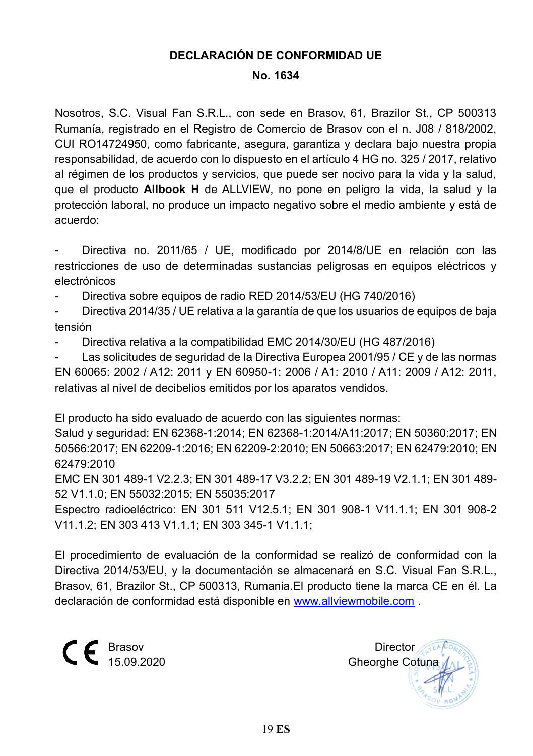## DECLARACIÓN DE CONFORMIDAD UE

**No. 1634**

Nosotros, S.C. Visual Fan S.R.L., con sede en Brasov, 61, Brazilor St., CP 500313 Rumanía, registrado en el Registro de Comercio de Brasov con el n. J08 / 818/2002, CUI RO14724950, como fabricante, asegura, garantiza y declara bajo nuestra propia responsabilidad, de acuerdo con lo dispuesto en el artículo 4 HG no. 325 / 2017, relativo al régimen de los productos y servicios, que puede ser nocivo para la vida y la salud, que el producto **Allbook H** de ALLVIEW, no pone en peligro la vida, la salud y la protección laboral, no produce un impacto negativo sobre el medio ambiente y está de acuerdo:

- Directiva no. 2011/65 / UE, modificado por 2014/8/UE en relación con las restricciones de uso de determinadas sustancias peligrosas en equipos eléctricos y electrónicos
- Directiva sobre equipos de radio RED 2014/53/EU (HG 740/2016)
- Directiva 2014/35 / UE relativa a la garantía de que los usuarios de equipos de baja tensión
- Directiva relativa a la compatibilidad EMC 2014/30/EU (HG 487/2016)
- Las solicitudes de seguridad de la Directiva Europea 2001/95 / CE y de las normas EN 60065: 2002 / A12: 2011 y EN 60950-1: 2006 / A1: 2010 / A11: 2009 / A12: 2011, relativas al nivel de decibelios emitidos por los aparatos vendidos.

El producto ha sido evaluado de acuerdo con las siguientes normas:
Salud y seguridad: EN 62368-1:2014; EN 62368-1:2014/A11:2017; EN 50360:2017; EN 50566:2017; EN 62209-1:2016; EN 62209-2:2010; EN 50663:2017; EN 62479:2010; EN 62479:2010
EMC EN 301 489-1 V2.2.3; EN 301 489-17 V3.2.2; EN 301 489-19 V2.1.1; EN 301 489-52 V1.1.0; EN 55032:2015; EN 55035:2017
Espectro radioeléctrico: EN 301 511 V12.5.1; EN 301 908-1 V11.1.1; EN 301 908-2 V11.1.2; EN 303 413 V1.1.1; EN 303 345-1 V1.1.1;

El procedimiento de evaluación de la conformidad se realizó de conformidad con la Directiva 2014/53/EU, y la documentación se almacenará en S.C. Visual Fan S.R.L., Brasov, 61, Brazilor St., CP 500313, Rumania.El producto tiene la marca CE en él. La declaración de conformidad está disponible en [www.allviewmobile.com](http://www.allviewmobile.com) .

CE Brasov
15.09.2020

Director
Gheorghe Cotuna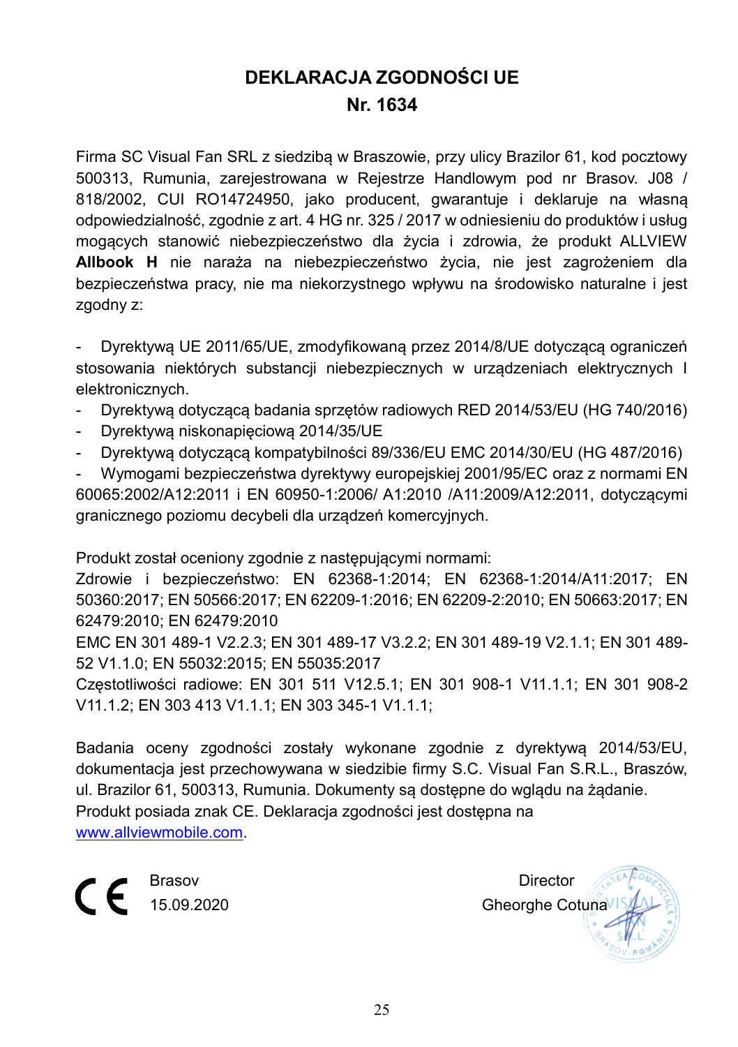# DEKLARACJA ZGODNOŚCI UE
## Nr. 1634

Firma SC Visual Fan SRL z siedzibą w Braszowie, przy ulicy Brazilor 61, kod pocztowy 500313, Rumunia, zarejestrowana w Rejestrze Handlowym pod nr Brasov. J08 / 818/2002, CUI RO14724950, jako producent, gwarantuje i deklaruje na własną odpowiedzialność, zgodnie z art. 4 HG nr. 325 / 2017 w odniesieniu do produktów i usług mogących stanowić niebezpieczeństwo dla życia i zdrowia, że produkt ALLVIEW **Allbook H** nie naraża na niebezpieczeństwo życia, nie jest zagrożeniem dla bezpieczeństwa pracy, nie ma niekorzystnego wpływu na środowisko naturalne i jest zgodny z:

- Dyrektywą UE 2011/65/UE, zmodyfikowaną przez 2014/8/UE dotyczącą ograniczeń stosowania niektórych substancji niebezpiecznych w urządzeniach elektrycznych I elektronicznych.
- Dyrektywą dotyczącą badania sprzętów radiowych RED 2014/53/EU (HG 740/2016)
- Dyrektywą niskonapięciową 2014/35/UE
- Dyrektywą dotyczącą kompatybilności 89/336/EU EMC 2014/30/EU (HG 487/2016)
- Wymogami bezpieczeństwa dyrektywy europejskiej 2001/95/EC oraz z normami EN 60065:2002/A12:2011 i EN 60950-1:2006/ A1:2010 /A11:2009/A12:2011, dotyczącymi granicznego poziomu decybeli dla urządzeń komercyjnych.

Produkt został oceniony zgodnie z następującymi normami:
Zdrowie i bezpieczeństwo: EN 62368-1:2014; EN 62368-1:2014/A11:2017; EN 50360:2017; EN 50566:2017; EN 62209-1:2016; EN 62209-2:2010; EN 50663:2017; EN 62479:2010; EN 62479:2010
EMC EN 301 489-1 V2.2.3; EN 301 489-17 V3.2.2; EN 301 489-19 V2.1.1; EN 301 489-52 V1.1.0; EN 55032:2015; EN 55035:2017
Częstotliwości radiowe: EN 301 511 V12.5.1; EN 301 908-1 V11.1.1; EN 301 908-2 V11.1.2; EN 303 413 V1.1.1; EN 303 345-1 V1.1.1;

Badania oceny zgodności zostały wykonane zgodnie z dyrektywą 2014/53/EU, dokumentacja jest przechowywana w siedzibie firmy S.C. Visual Fan S.R.L., Braszów, ul. Brazilor 61, 500313, Rumunia. Dokumenty są dostępne do wglądu na żądanie.
Produkt posiada znak CE. Deklaracja zgodności jest dostępna na www.allviewmobile.com.

CE

Brasov
15.09.2020

Director
Gheorghe Cotuna